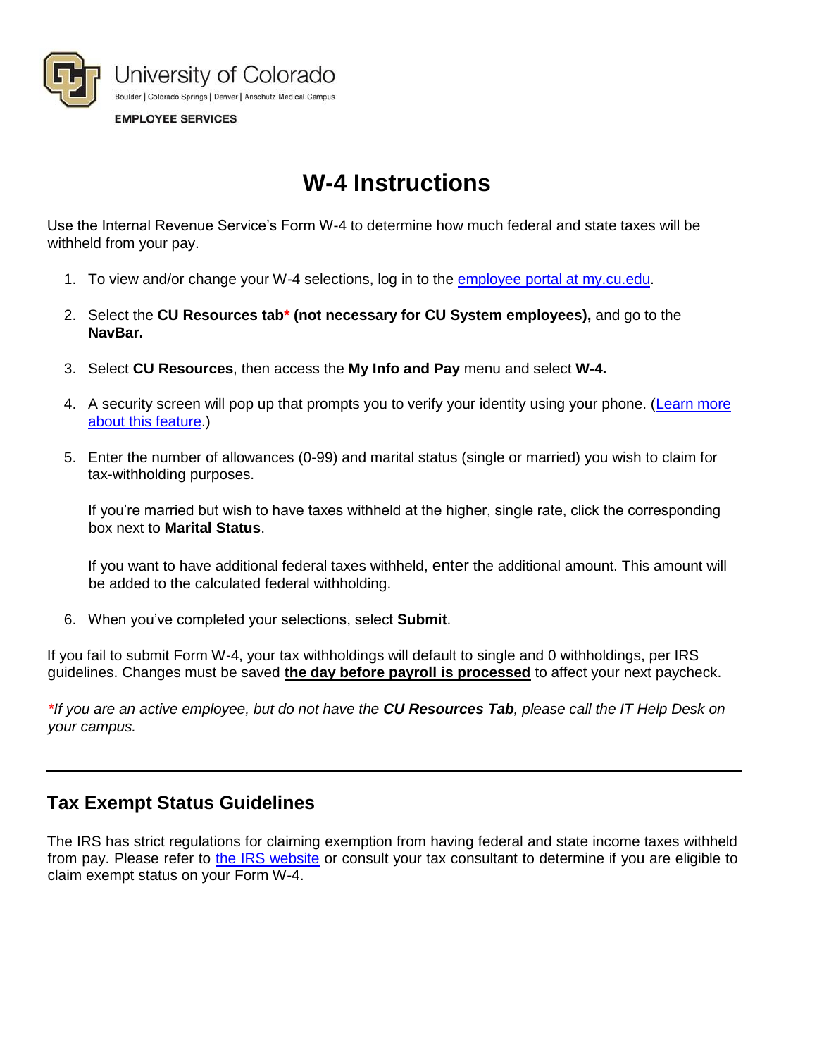University of Colorado

Boulder | Colorado Springs | Denver | Anschutz Medical Campus

EMPLOYEE SERVICES

# W-4 Instructions

Use the Internal Revenue Service's Form W-4 to determine how much federal and state taxes will be withheld from your pay.

1. To view and/or change your W-4 selections, log in to the employee portal at my.cu.edu.
2. Select the **CU Resources tab\* (not necessary for CU System employees),** and go to the **NavBar.**
3. Select **CU Resources**, then access the **My Info and Pay** menu and select **W-4.**
4. A security screen will pop up that prompts you to verify your identity using your phone. (Learn more about this feature.)
5. Enter the number of allowances (0-99) and marital status (single or married) you wish to claim for tax-withholding purposes.

   If you're married but wish to have taxes withheld at the higher, single rate, click the corresponding box next to **Marital Status**.

   If you want to have additional federal taxes withheld, enter the additional amount. This amount will be added to the calculated federal withholding.
6. When you've completed your selections, select **Submit**.

If you fail to submit Form W-4, your tax withholdings will default to single and 0 withholdings, per IRS guidelines. Changes must be saved **the day before payroll is processed** to affect your next paycheck.

*\*If you are an active employee, but do not have the **CU Resources Tab**, please call the IT Help Desk on your campus.*

---

## Tax Exempt Status Guidelines

The IRS has strict regulations for claiming exemption from having federal and state income taxes withheld from pay. Please refer to the IRS website or consult your tax consultant to determine if you are eligible to claim exempt status on your Form W-4.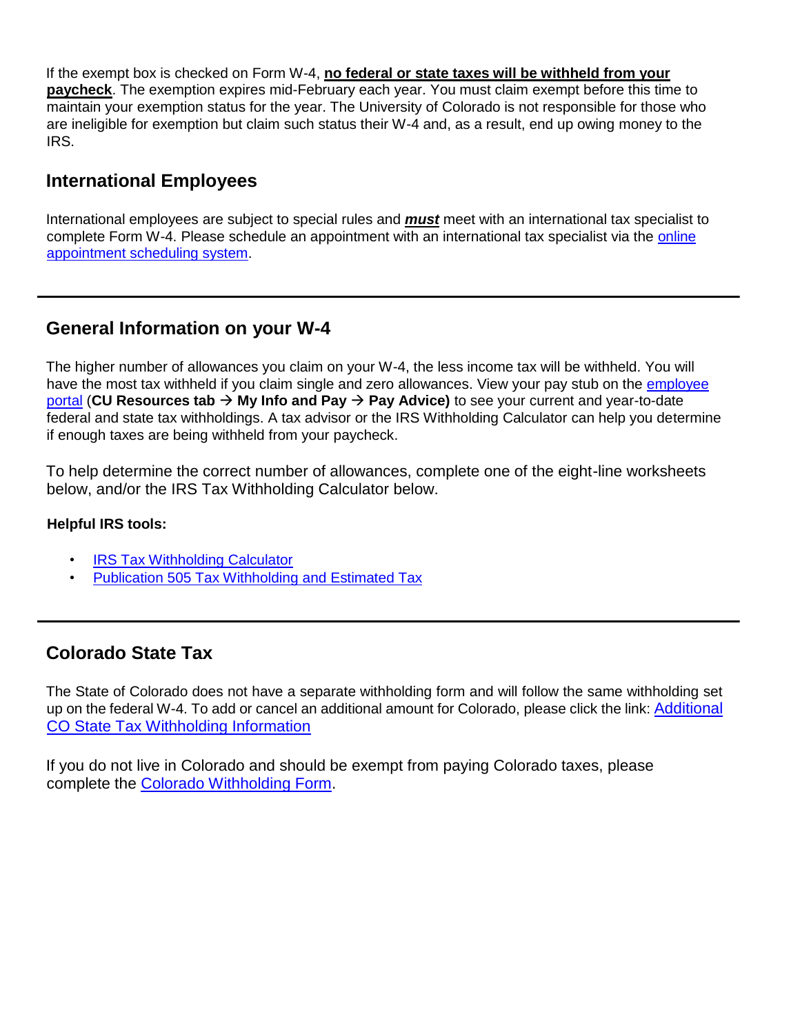If the exempt box is checked on Form W-4, **no federal or state taxes will be withheld from your paycheck**. The exemption expires mid-February each year. You must claim exempt before this time to maintain your exemption status for the year. The University of Colorado is not responsible for those who are ineligible for exemption but claim such status their W-4 and, as a result, end up owing money to the IRS.

## International Employees

International employees are subject to special rules and ***must*** meet with an international tax specialist to complete Form W-4. Please schedule an appointment with an international tax specialist via the online appointment scheduling system.

---

## General Information on your W-4

The higher number of allowances you claim on your W-4, the less income tax will be withheld. You will have the most tax withheld if you claim single and zero allowances. View your pay stub on the employee portal (**CU Resources tab → My Info and Pay → Pay Advice)** to see your current and year-to-date federal and state tax withholdings. A tax advisor or the IRS Withholding Calculator can help you determine if enough taxes are being withheld from your paycheck.

To help determine the correct number of allowances, complete one of the eight-line worksheets below, and/or the IRS Tax Withholding Calculator below.

**Helpful IRS tools:**

- IRS Tax Withholding Calculator
- Publication 505 Tax Withholding and Estimated Tax

---

## Colorado State Tax

The State of Colorado does not have a separate withholding form and will follow the same withholding set up on the federal W-4. To add or cancel an additional amount for Colorado, please click the link: Additional CO State Tax Withholding Information

If you do not live in Colorado and should be exempt from paying Colorado taxes, please complete the Colorado Withholding Form.